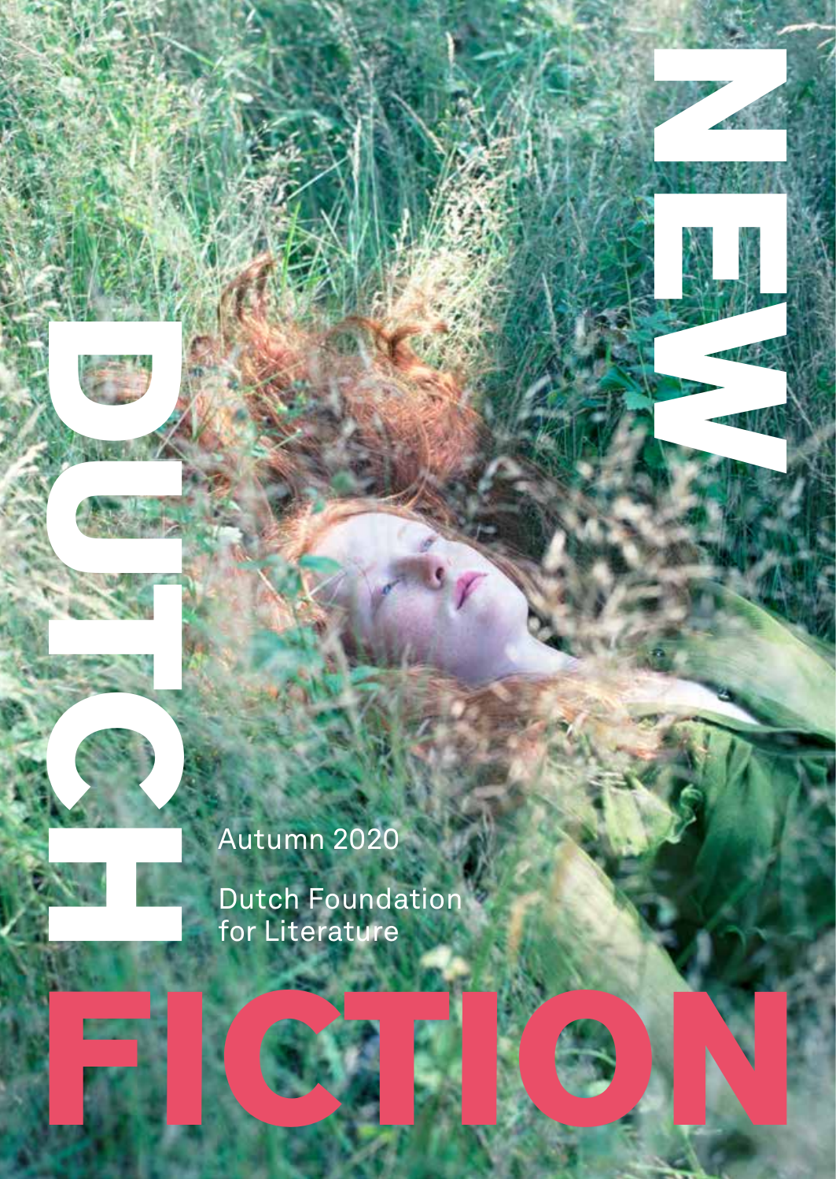# NEW DUTCH FICTION

Autumn 2020

Dutch Foundation for Literature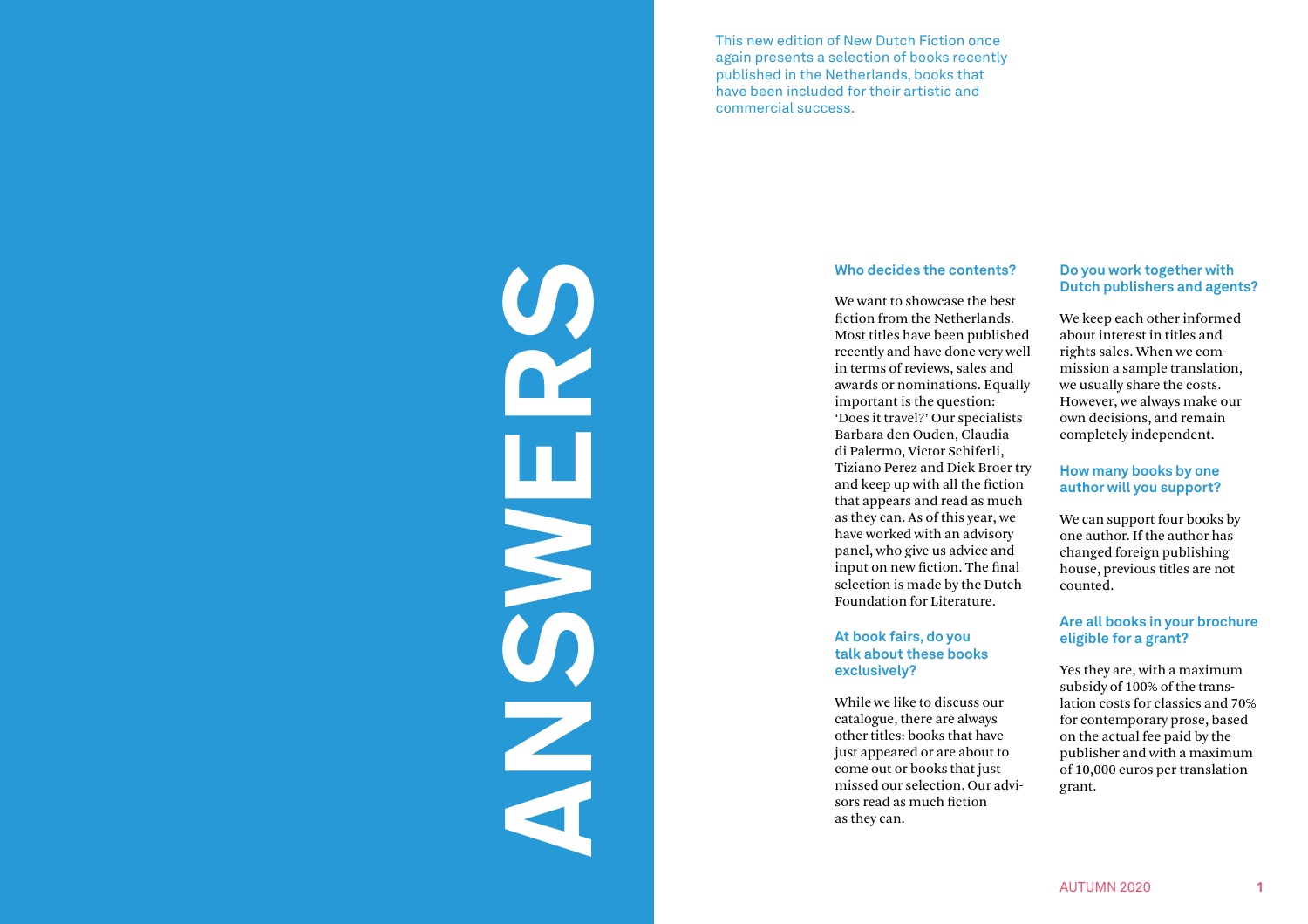# ANSWERS

This new edition of New Dutch Fiction once again presents a selection of books recently published in the Netherlands, books that have been included for their artistic and commercial success.

### Who decides the contents?

We want to showcase the best fiction from the Netherlands. Most titles have been published recently and have done very well in terms of reviews, sales and awards or nominations. Equally important is the question: 'Does it travel?' Our specialists Barbara den Ouden, Claudia di Palermo, Victor Schiferli, Tiziano Perez and Dick Broer try and keep up with all the fiction that appears and read as much as they can. As of this year, we have worked with an advisory panel, who give us advice and input on new fiction. The final selection is made by the Dutch Foundation for Literature.

### At book fairs, do you talk about these books exclusively?

While we like to discuss our catalogue, there are always other titles: books that have just appeared or are about to come out or books that just missed our selection. Our advisors read as much fiction as they can.

### Do you work together with Dutch publishers and agents?

We keep each other informed about interest in titles and rights sales. When we commission a sample translation, we usually share the costs. However, we always make our own decisions, and remain completely independent.

### How many books by one author will you support?

We can support four books by one author. If the author has changed foreign publishing house, previous titles are not counted.

### Are all books in your brochure eligible for a grant?

Yes they are, with a maximum subsidy of 100% of the translation costs for classics and 70% for contemporary prose, based on the actual fee paid by the publisher and with a maximum of 10,000 euros per translation grant.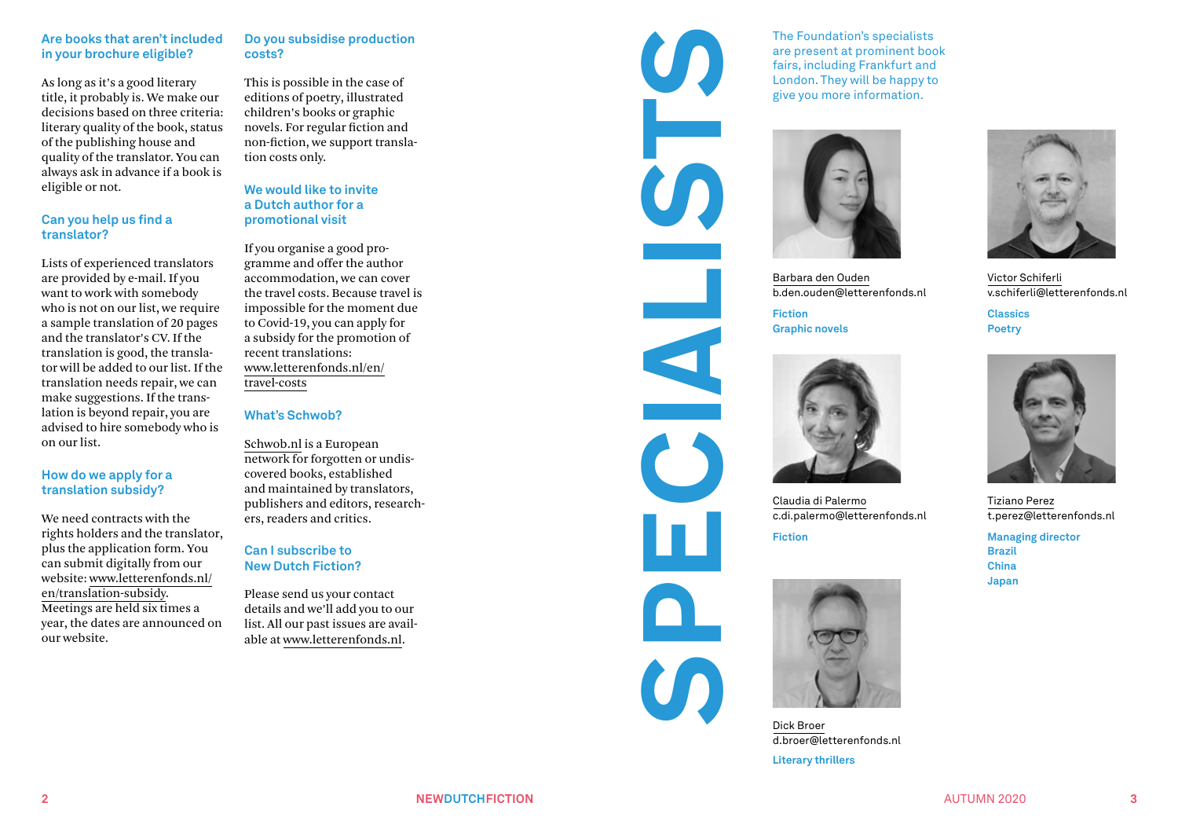### Are books that aren't included in your brochure eligible?

As long as it's a good literary title, it probably is. We make our decisions based on three criteria: literary quality of the book, status of the publishing house and quality of the translator. You can always ask in advance if a book is eligible or not.

### Can you help us find a translator?

Lists of experienced translators are provided by e-mail. If you want to work with somebody who is not on our list, we require a sample translation of 20 pages and the translator's CV. If the translation is good, the translator will be added to our list. If the translation needs repair, we can make suggestions. If the translation is beyond repair, you are advised to hire somebody who is on our list.

### How do we apply for a translation subsidy?

We need contracts with the rights holders and the translator, plus the application form. You can submit digitally from our website: www.letterenfonds.nl/en/translation-subsidy. Meetings are held six times a year, the dates are announced on our website.

### Do you subsidise production costs?

This is possible in the case of editions of poetry, illustrated children's books or graphic novels. For regular fiction and non-fiction, we support translation costs only.

### We would like to invite a Dutch author for a promotional visit

If you organise a good programme and offer the author accommodation, we can cover the travel costs. Because travel is impossible for the moment due to Covid-19, you can apply for a subsidy for the promotion of recent translations: www.letterenfonds.nl/en/travel-costs

### What's Schwob?

Schwob.nl is a European network for forgotten or undiscovered books, established and maintained by translators, publishers and editors, researchers, readers and critics.

### Can I subscribe to New Dutch Fiction?

Please send us your contact details and we'll add you to our list. All our past issues are available at www.letterenfonds.nl.

# SPECIALISTS

The Foundation's specialists are present at prominent book fairs, including Frankfurt and London. They will be happy to give you more information.

Barbara den Ouden
b.den.ouden@letterenfonds.nl

**Fiction**
**Graphic novels**

Victor Schiferli
v.schiferli@letterenfonds.nl

**Classics**
**Poetry**

Claudia di Palermo
c.di.palermo@letterenfonds.nl

**Fiction**

Tiziano Perez
t.perez@letterenfonds.nl

**Managing director**
**Brazil**
**China**
**Japan**

Dick Broer
d.broer@letterenfonds.nl

**Literary thrillers**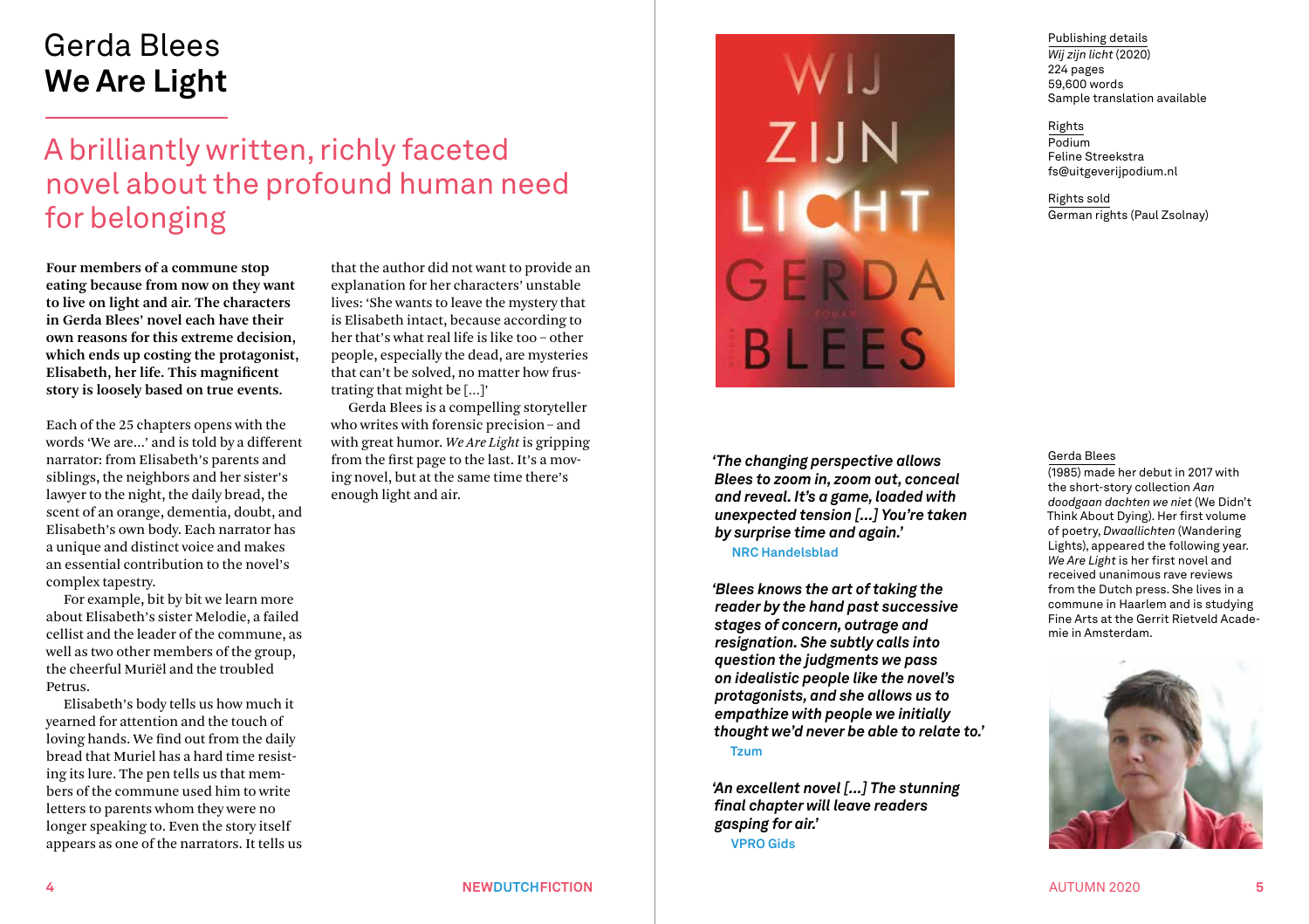# Gerda Blees
# **We Are Light**

## A brilliantly written, richly faceted novel about the profound human need for belonging

**Four members of a commune stop eating because from now on they want to live on light and air. The characters in Gerda Blees' novel each have their own reasons for this extreme decision, which ends up costing the protagonist, Elisabeth, her life. This magnificent story is loosely based on true events.**

Each of the 25 chapters opens with the words 'We are…' and is told by a different narrator: from Elisabeth's parents and siblings, the neighbors and her sister's lawyer to the night, the daily bread, the scent of an orange, dementia, doubt, and Elisabeth's own body. Each narrator has a unique and distinct voice and makes an essential contribution to the novel's complex tapestry.

For example, bit by bit we learn more about Elisabeth's sister Melodie, a failed cellist and the leader of the commune, as well as two other members of the group, the cheerful Muriël and the troubled Petrus.

Elisabeth's body tells us how much it yearned for attention and the touch of loving hands. We find out from the daily bread that Muriel has a hard time resisting its lure. The pen tells us that members of the commune used him to write letters to parents whom they were no longer speaking to. Even the story itself appears as one of the narrators. It tells us that the author did not want to provide an explanation for her characters' unstable lives: 'She wants to leave the mystery that is Elisabeth intact, because according to her that's what real life is like too – other people, especially the dead, are mysteries that can't be solved, no matter how frustrating that might be […]'

Gerda Blees is a compelling storyteller who writes with forensic precision – and with great humor. *We Are Light* is gripping from the first page to the last. It's a moving novel, but at the same time there's enough light and air.

***'The changing perspective allows Blees to zoom in, zoom out, conceal and reveal. It's a game, loaded with unexpected tension […] You're taken by surprise time and again.'***
**NRC Handelsblad**

***'Blees knows the art of taking the reader by the hand past successive stages of concern, outrage and resignation. She subtly calls into question the judgments we pass on idealistic people like the novel's protagonists, and she allows us to empathize with people we initially thought we'd never be able to relate to.'***
**Tzum**

***'An excellent novel […] The stunning final chapter will leave readers gasping for air.'***
**VPRO Gids**

Publishing details
*Wij zijn licht* (2020)
224 pages
59,600 words
Sample translation available

Rights
Podium
Feline Streekstra
fs@uitgeverijpodium.nl

Rights sold
German rights (Paul Zsolnay)

Gerda Blees
(1985) made her debut in 2017 with the short-story collection *Aan doodgaan dachten we niet* (We Didn't Think About Dying). Her first volume of poetry, *Dwaallichten* (Wandering Lights), appeared the following year. *We Are Light* is her first novel and received unanimous rave reviews from the Dutch press. She lives in a commune in Haarlem and is studying Fine Arts at the Gerrit Rietveld Academie in Amsterdam.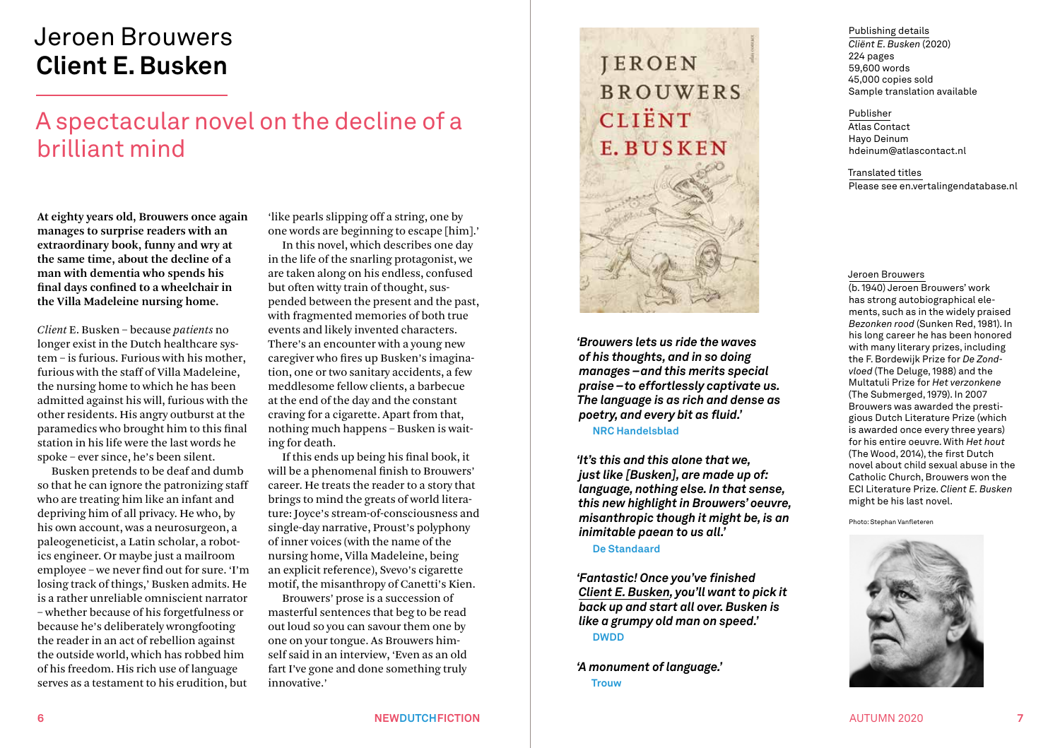# Jeroen Brouwers
# **Client E. Busken**

## A spectacular novel on the decline of a brilliant mind

**At eighty years old, Brouwers once again manages to surprise readers with an extraordinary book, funny and wry at the same time, about the decline of a man with dementia who spends his final days confined to a wheelchair in the Villa Madeleine nursing home.**

*Client* E. Busken – because *patients* no longer exist in the Dutch healthcare system – is furious. Furious with his mother, furious with the staff of Villa Madeleine, the nursing home to which he has been admitted against his will, furious with the other residents. His angry outburst at the paramedics who brought him to this final station in his life were the last words he spoke – ever since, he's been silent.

Busken pretends to be deaf and dumb so that he can ignore the patronizing staff who are treating him like an infant and depriving him of all privacy. He who, by his own account, was a neurosurgeon, a paleogeneticist, a Latin scholar, a robotics engineer. Or maybe just a mailroom employee – we never find out for sure. 'I'm losing track of things,' Busken admits. He is a rather unreliable omniscient narrator – whether because of his forgetfulness or because he's deliberately wrongfooting the reader in an act of rebellion against the outside world, which has robbed him of his freedom. His rich use of language serves as a testament to his erudition, but 'like pearls slipping off a string, one by one words are beginning to escape [him].'

In this novel, which describes one day in the life of the snarling protagonist, we are taken along on his endless, confused but often witty train of thought, suspended between the present and the past, with fragmented memories of both true events and likely invented characters. There's an encounter with a young new caregiver who fires up Busken's imagination, one or two sanitary accidents, a few meddlesome fellow clients, a barbecue at the end of the day and the constant craving for a cigarette. Apart from that, nothing much happens – Busken is waiting for death.

If this ends up being his final book, it will be a phenomenal finish to Brouwers' career. He treats the reader to a story that brings to mind the greats of world literature: Joyce's stream-of-consciousness and single-day narrative, Proust's polyphony of inner voices (with the name of the nursing home, Villa Madeleine, being an explicit reference), Svevo's cigarette motif, the misanthropy of Canetti's Kien.

Brouwers' prose is a succession of masterful sentences that beg to be read out loud so you can savour them one by one on your tongue. As Brouwers himself said in an interview, 'Even as an old fart I've gone and done something truly innovative.'

***'Brouwers lets us ride the waves of his thoughts, and in so doing manages – and this merits special praise – to effortlessly captivate us. The language is as rich and dense as poetry, and every bit as fluid.'***
**NRC Handelsblad**

***'It's this and this alone that we, just like [Busken], are made up of: language, nothing else. In that sense, this new highlight in Brouwers' oeuvre, misanthropic though it might be, is an inimitable paean to us all.'***
**De Standaard**

***'Fantastic! Once you've finished Client E. Busken, you'll want to pick it back up and start all over. Busken is like a grumpy old man on speed.'***
**DWDD**

***'A monument of language.'***
**Trouw**

Publishing details
*Cliënt E. Busken* (2020)
224 pages
59,600 words
45,000 copies sold
Sample translation available

Publisher
Atlas Contact
Hayo Deinum
hdeinum@atlascontact.nl

Translated titles
Please see en.vertalingendatabase.nl

Jeroen Brouwers
(b. 1940) Jeroen Brouwers' work has strong autobiographical elements, such as in the widely praised *Bezonken rood* (Sunken Red, 1981). In his long career he has been honored with many literary prizes, including the F. Bordewijk Prize for *De Zondvloed* (The Deluge, 1988) and the Multatuli Prize for *Het verzonkene* (The Submerged, 1979). In 2007 Brouwers was awarded the prestigious Dutch Literature Prize (which is awarded once every three years) for his entire oeuvre. With *Het hout* (The Wood, 2014), the first Dutch novel about child sexual abuse in the Catholic Church, Brouwers won the ECI Literature Prize. *Client E. Busken* might be his last novel.

Photo: Stephan Vanfleteren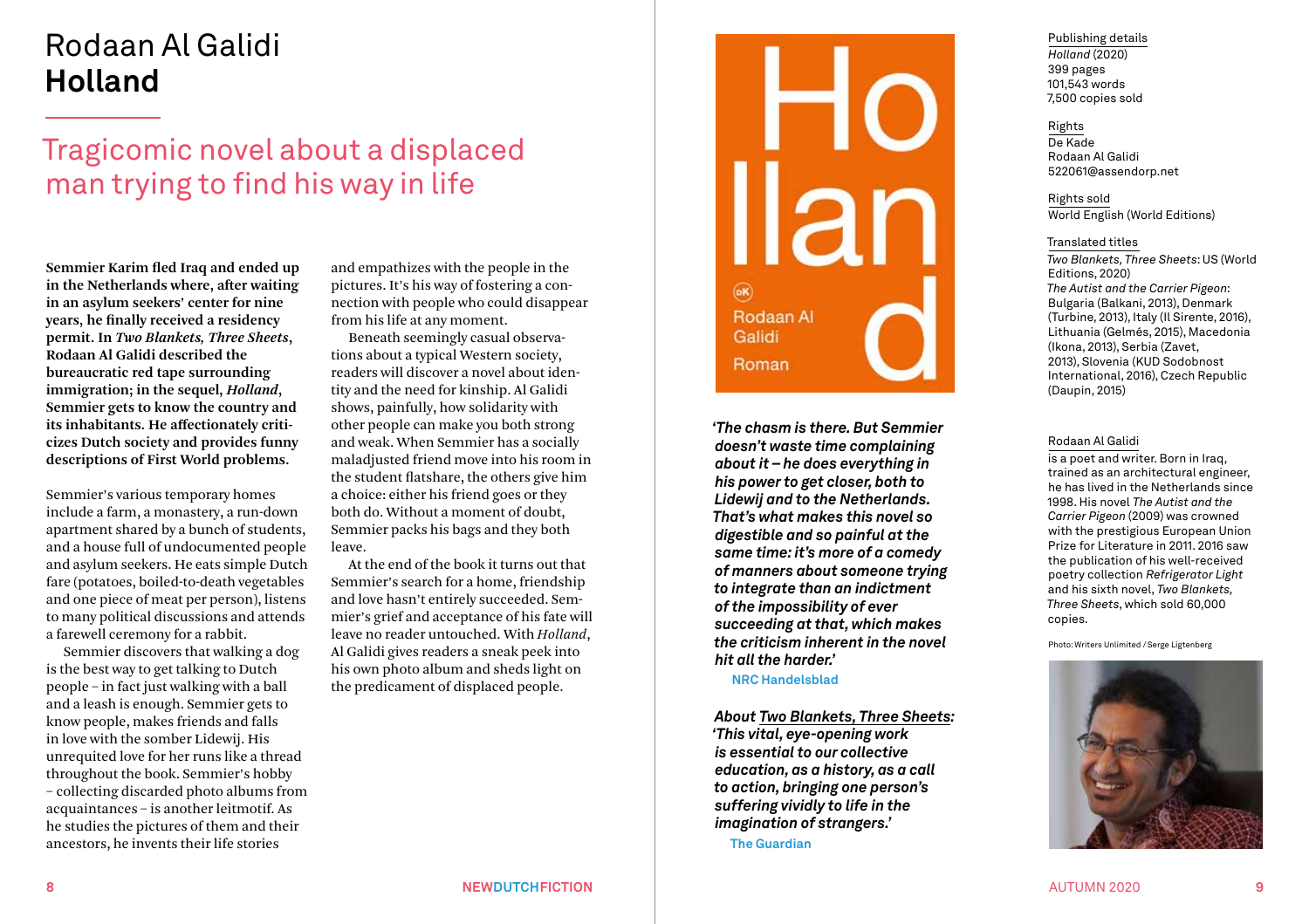# Rodaan Al Galidi
# **Holland**

## Tragicomic novel about a displaced man trying to find his way in life

**Semmier Karim fled Iraq and ended up in the Netherlands where, after waiting in an asylum seekers' center for nine years, he finally received a residency permit. In *Two Blankets, Three Sheets*, Rodaan Al Galidi described the bureaucratic red tape surrounding immigration; in the sequel, *Holland*, Semmier gets to know the country and its inhabitants. He affectionately criticizes Dutch society and provides funny descriptions of First World problems.**

Semmier's various temporary homes include a farm, a monastery, a run-down apartment shared by a bunch of students, and a house full of undocumented people and asylum seekers. He eats simple Dutch fare (potatoes, boiled-to-death vegetables and one piece of meat per person), listens to many political discussions and attends a farewell ceremony for a rabbit.

Semmier discovers that walking a dog is the best way to get talking to Dutch people – in fact just walking with a ball and a leash is enough. Semmier gets to know people, makes friends and falls in love with the somber Lidewij. His unrequited love for her runs like a thread throughout the book. Semmier's hobby – collecting discarded photo albums from acquaintances – is another leitmotif. As he studies the pictures of them and their ancestors, he invents their life stories and empathizes with the people in the pictures. It's his way of fostering a connection with people who could disappear from his life at any moment.

Beneath seemingly casual observations about a typical Western society, readers will discover a novel about identity and the need for kinship. Al Galidi shows, painfully, how solidarity with other people can make you both strong and weak. When Semmier has a socially maladjusted friend move into his room in the student flatshare, the others give him a choice: either his friend goes or they both do. Without a moment of doubt, Semmier packs his bags and they both leave.

At the end of the book it turns out that Semmier's search for a home, friendship and love hasn't entirely succeeded. Semmier's grief and acceptance of his fate will leave no reader untouched. With *Holland*, Al Galidi gives readers a sneak peek into his own photo album and sheds light on the predicament of displaced people.

***'The chasm is there. But Semmier doesn't waste time complaining about it – he does everything in his power to get closer, both to Lidewij and to the Netherlands. That's what makes this novel so digestible and so painful at the same time: it's more of a comedy of manners about someone trying to integrate than an indictment of the impossibility of ever succeeding at that, which makes the criticism inherent in the novel hit all the harder.'***

**NRC Handelsblad**

***About Two Blankets, Three Sheets: 'This vital, eye-opening work is essential to our collective education, as a history, as a call to action, bringing one person's suffering vividly to life in the imagination of strangers.'***

**The Guardian**

Publishing details
*Holland* (2020)
399 pages
101,543 words
7,500 copies sold

Rights
De Kade
Rodaan Al Galidi
522061@assendorp.net

Rights sold
World English (World Editions)

Translated titles
*Two Blankets, Three Sheets*: US (World Editions, 2020)
*The Autist and the Carrier Pigeon*: Bulgaria (Balkani, 2013), Denmark (Turbine, 2013), Italy (Il Sirente, 2016), Lithuania (Gelmés, 2015), Macedonia (Ikona, 2013), Serbia (Zavet, 2013), Slovenia (KUD Sodobnost International, 2016), Czech Republic (Daupin, 2015)

Rodaan Al Galidi
is a poet and writer. Born in Iraq, trained as an architectural engineer, he has lived in the Netherlands since 1998. His novel *The Autist and the Carrier Pigeon* (2009) was crowned with the prestigious European Union Prize for Literature in 2011. 2016 saw the publication of his well-received poetry collection *Refrigerator Light* and his sixth novel, *Two Blankets, Three Sheets*, which sold 60,000 copies.

Photo: Writers Unlimited / Serge Ligtenberg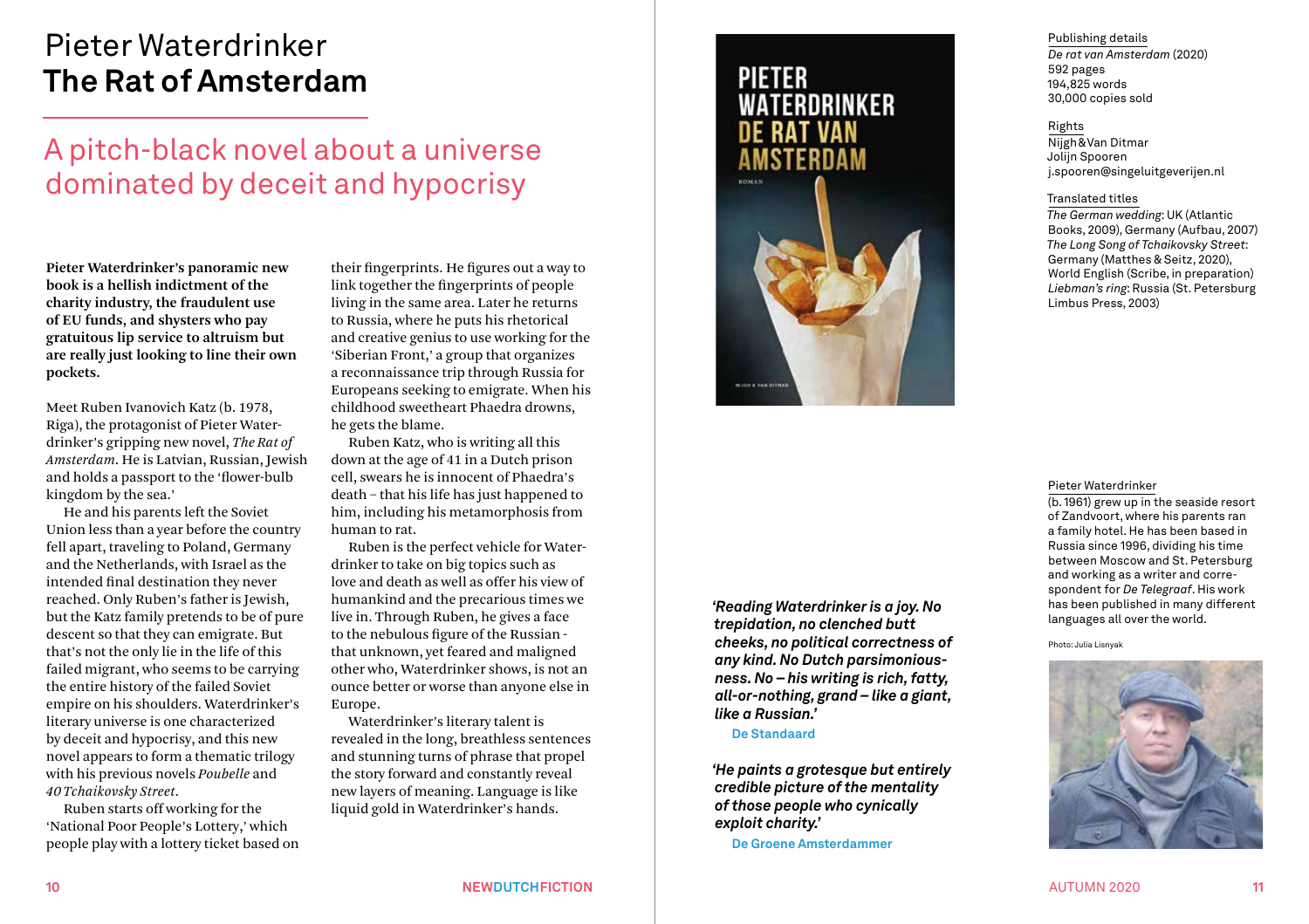# Pieter Waterdrinker
# The Rat of Amsterdam

## A pitch-black novel about a universe dominated by deceit and hypocrisy

**Pieter Waterdrinker's panoramic new book is a hellish indictment of the charity industry, the fraudulent use of EU funds, and shysters who pay gratuitous lip service to altruism but are really just looking to line their own pockets.**

Meet Ruben Ivanovich Katz (b. 1978, Riga), the protagonist of Pieter Waterdrinker's gripping new novel, *The Rat of Amsterdam*. He is Latvian, Russian, Jewish and holds a passport to the 'flower-bulb kingdom by the sea.'

He and his parents left the Soviet Union less than a year before the country fell apart, traveling to Poland, Germany and the Netherlands, with Israel as the intended final destination they never reached. Only Ruben's father is Jewish, but the Katz family pretends to be of pure descent so that they can emigrate. But that's not the only lie in the life of this failed migrant, who seems to be carrying the entire history of the failed Soviet empire on his shoulders. Waterdrinker's literary universe is one characterized by deceit and hypocrisy, and this new novel appears to form a thematic trilogy with his previous novels *Poubelle* and *40 Tchaikovsky Street*.

Ruben starts off working for the 'National Poor People's Lottery,' which people play with a lottery ticket based on their fingerprints. He figures out a way to link together the fingerprints of people living in the same area. Later he returns to Russia, where he puts his rhetorical and creative genius to use working for the 'Siberian Front,' a group that organizes a reconnaissance trip through Russia for Europeans seeking to emigrate. When his childhood sweetheart Phaedra drowns, he gets the blame.

Ruben Katz, who is writing all this down at the age of 41 in a Dutch prison cell, swears he is innocent of Phaedra's death – that his life has just happened to him, including his metamorphosis from human to rat.

Ruben is the perfect vehicle for Waterdrinker to take on big topics such as love and death as well as offer his view of humankind and the precarious times we live in. Through Ruben, he gives a face to the nebulous figure of the Russian - that unknown, yet feared and maligned other who, Waterdrinker shows, is not an ounce better or worse than anyone else in Europe.

Waterdrinker's literary talent is revealed in the long, breathless sentences and stunning turns of phrase that propel the story forward and constantly reveal new layers of meaning. Language is like liquid gold in Waterdrinker's hands.

***'Reading Waterdrinker is a joy. No trepidation, no clenched butt cheeks, no political correctness of any kind. No Dutch parsimoniousness. No – his writing is rich, fatty, all-or-nothing, grand – like a giant, like a Russian.'***

**De Standaard**

***'He paints a grotesque but entirely credible picture of the mentality of those people who cynically exploit charity.'***

**De Groene Amsterdammer**

**Publishing details**
*De rat van Amsterdam* (2020)
592 pages
194,825 words
30,000 copies sold

**Rights**
Nijgh & Van Ditmar
Jolijn Spooren
j.spooren@singeluitgeverijen.nl

**Translated titles**
*The German wedding*: UK (Atlantic Books, 2009), Germany (Aufbau, 2007)
*The Long Song of Tchaikovsky Street*: Germany (Matthes & Seitz, 2020), World English (Scribe, in preparation)
*Liebman's ring*: Russia (St. Petersburg Limbus Press, 2003)

**Pieter Waterdrinker**
(b. 1961) grew up in the seaside resort of Zandvoort, where his parents ran a family hotel. He has been based in Russia since 1996, dividing his time between Moscow and St. Petersburg and working as a writer and correspondent for *De Telegraaf*. His work has been published in many different languages all over the world.

Photo: Julia Lisnyak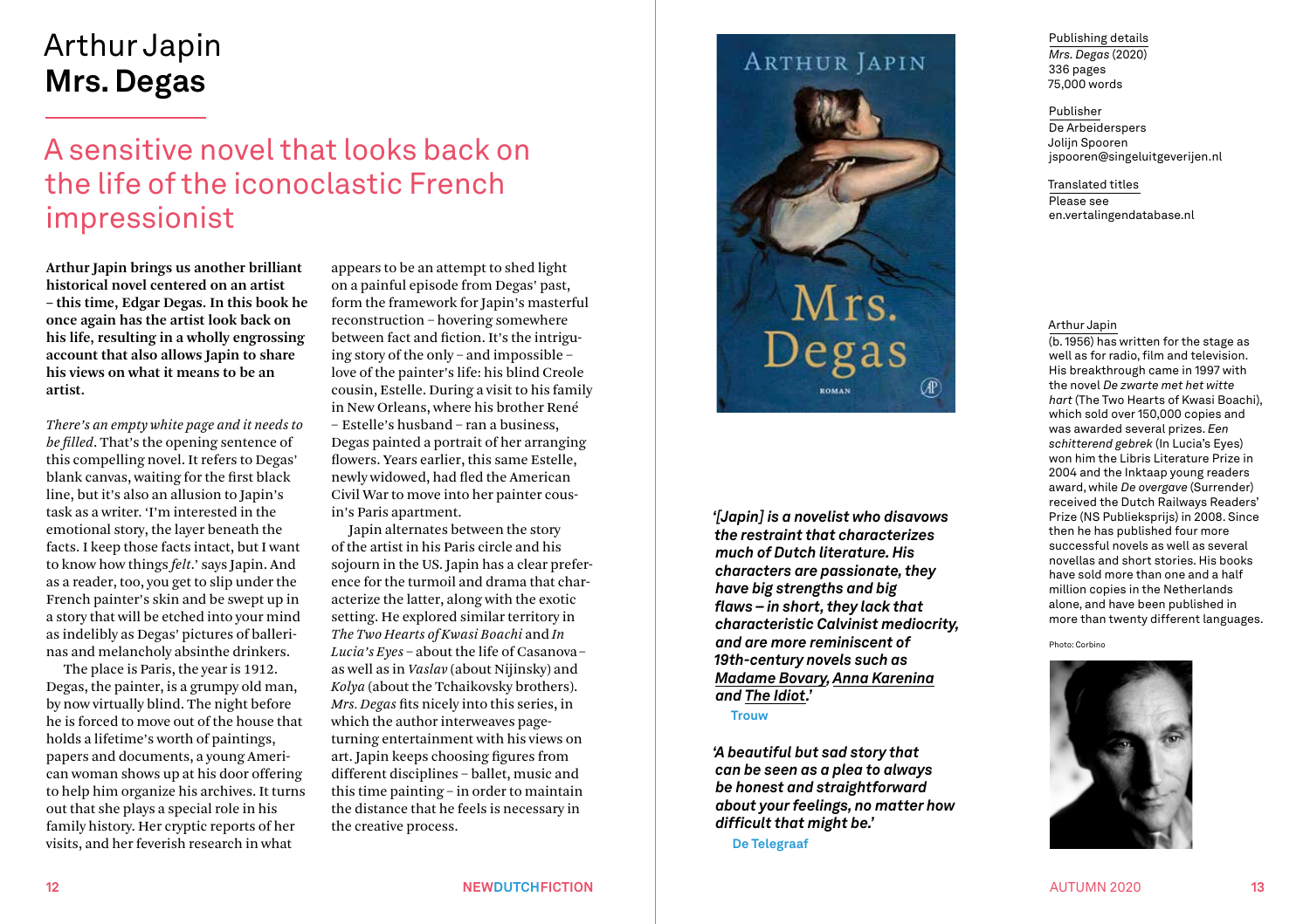# Arthur Japin
# **Mrs. Degas**

## A sensitive novel that looks back on the life of the iconoclastic French impressionist

**Arthur Japin brings us another brilliant historical novel centered on an artist – this time, Edgar Degas. In this book he once again has the artist look back on his life, resulting in a wholly engrossing account that also allows Japin to share his views on what it means to be an artist.**

*There's an empty white page and it needs to be filled*. That's the opening sentence of this compelling novel. It refers to Degas' blank canvas, waiting for the first black line, but it's also an allusion to Japin's task as a writer. 'I'm interested in the emotional story, the layer beneath the facts. I keep those facts intact, but I want to know how things *felt*.' says Japin. And as a reader, too, you get to slip under the French painter's skin and be swept up in a story that will be etched into your mind as indelibly as Degas' pictures of ballerinas and melancholy absinthe drinkers.

The place is Paris, the year is 1912. Degas, the painter, is a grumpy old man, by now virtually blind. The night before he is forced to move out of the house that holds a lifetime's worth of paintings, papers and documents, a young American woman shows up at his door offering to help him organize his archives. It turns out that she plays a special role in his family history. Her cryptic reports of her visits, and her feverish research in what appears to be an attempt to shed light on a painful episode from Degas' past, form the framework for Japin's masterful reconstruction – hovering somewhere between fact and fiction. It's the intriguing story of the only – and impossible – love of the painter's life: his blind Creole cousin, Estelle. During a visit to his family in New Orleans, where his brother René – Estelle's husband – ran a business, Degas painted a portrait of her arranging flowers. Years earlier, this same Estelle, newly widowed, had fled the American Civil War to move into her painter cousin's Paris apartment.

Japin alternates between the story of the artist in his Paris circle and his sojourn in the US. Japin has a clear preference for the turmoil and drama that characterize the latter, along with the exotic setting. He explored similar territory in *The Two Hearts of Kwasi Boachi* and *In Lucia's Eyes* – about the life of Casanova – as well as in *Vaslav* (about Nijinsky) and *Kolya* (about the Tchaikovsky brothers). *Mrs. Degas* fits nicely into this series, in which the author interweaves page-turning entertainment with his views on art. Japin keeps choosing figures from different disciplines – ballet, music and this time painting – in order to maintain the distance that he feels is necessary in the creative process.

***'[Japin] is a novelist who disavows the restraint that characterizes much of Dutch literature. His characters are passionate, they have big strengths and big flaws – in short, they lack that characteristic Calvinist mediocrity, and are more reminiscent of 19th-century novels such as Madame Bovary, Anna Karenina and The Idiot.'***

**Trouw**

***'A beautiful but sad story that can be seen as a plea to always be honest and straightforward about your feelings, no matter how difficult that might be.'***

**De Telegraaf**

Publishing details
*Mrs. Degas* (2020)
336 pages
75,000 words

Publisher
De Arbeiderspers
Jolijn Spooren
jspooren@singeluitgeverijen.nl

Translated titles
Please see
en.vertalingendatabase.nl

Arthur Japin
(b. 1956) has written for the stage as well as for radio, film and television. His breakthrough came in 1997 with the novel *De zwarte met het witte hart* (The Two Hearts of Kwasi Boachi), which sold over 150,000 copies and was awarded several prizes. *Een schitterend gebrek* (In Lucia's Eyes) won him the Libris Literature Prize in 2004 and the Inktaap young readers award, while *De overgave* (Surrender) received the Dutch Railways Readers' Prize (NS Publieksprijs) in 2008. Since then he has published four more successful novels as well as several novellas and short stories. His books have sold more than one and a half million copies in the Netherlands alone, and have been published in more than twenty different languages.

Photo: Corbino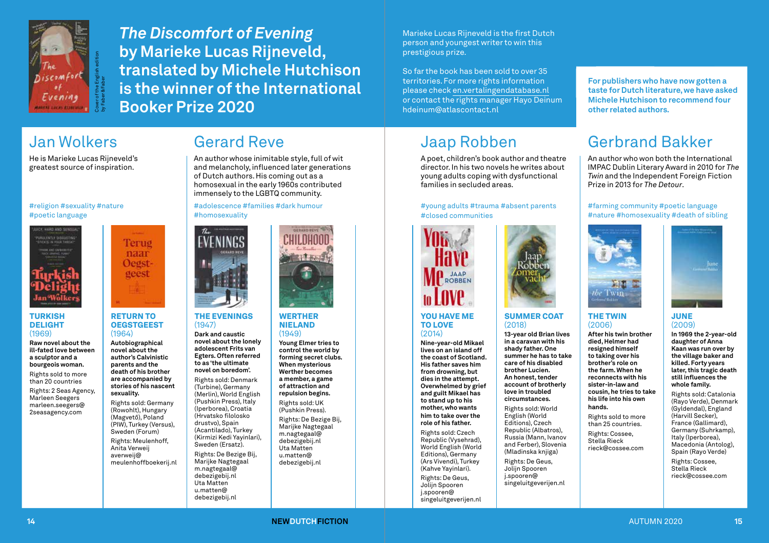Cover of the English edition by Faber & Faber

# *The Discomfort of Evening* by Marieke Lucas Rijneveld, translated by Michele Hutchison is the winner of the International Booker Prize 2020

Marieke Lucas Rijneveld is the first Dutch person and youngest writer to win this prestigious prize.

So far the book has been sold to over 35 territories. For more rights information please check en.vertalingendatabase.nl or contact the rights manager Hayo Deinum hdeinum@atlascontact.nl

**For publishers who have now gotten a taste for Dutch literature, we have asked Michele Hutchison to recommend four other related authors.**

## Jan Wolkers

He is Marieke Lucas Rijneveld's greatest source of inspiration.

#religion #sexuality #nature #poetic language

### TURKISH DELIGHT (1969)

**Raw novel about the ill-fated love between a sculptor and a bourgeois woman.**

Rights sold to more than 20 countries

Rights: 2 Seas Agency, Marleen Seegers marleen.seegers@2seasagency.com

### RETURN TO OEGSTGEEST (1964)

**Autobiographical novel about the author's Calvinistic parents and the death of his brother are accompanied by stories of his nascent sexuality.**

Rights sold: Germany (Rowohlt), Hungary (Magvető), Poland (PIW), Turkey (Versus), Sweden (Forum)

Rights: Meulenhoff, Anita Verweij averweij@meulenhoffboekerij.nl

## Gerard Reve

An author whose inimitable style, full of wit and melancholy, influenced later generations of Dutch authors. His coming out as a homosexual in the early 1960s contributed immensely to the LGBTQ community.

#adolescence #families #dark humour #homosexuality

### THE EVENINGS (1947)

**Dark and caustic novel about the lonely adolescent Frits van Egters. Often referred to as 'the ultimate novel on boredom'.**

Rights sold: Denmark (Turbine), Germany (Merlin), World English (Pushkin Press), Italy (Iperborea), Croatia (Hrvatsko filološko drustvo), Spain (Acantilado), Turkey (Kirmizi Kedi Yayinlari), Sweden (Ersatz).

Rights: De Bezige Bij, Marijke Nagtegaal m.nagtegaal@debezigebij.nl Uta Matten u.matten@debezigebij.nl

### WERTHER NIELAND (1949)

**Young Elmer tries to control the world by forming secret clubs. When mysterious Werther becomes a member, a game of attraction and repulsion begins.**

Rights sold: UK (Pushkin Press).

Rights: De Bezige Bij, Marijke Nagtegaal m.nagtegaal@debezigebij.nl Uta Matten u.matten@debezigebij.nl

## Jaap Robben

A poet, children's book author and theatre director. In his two novels he writes about young adults coping with dysfunctional families in secluded areas.

#young adults #trauma #absent parents #closed communities

### YOU HAVE ME TO LOVE (2014)

**Nine-year-old Mikael lives on an island off the coast of Scotland. His father saves him from drowning, but dies in the attempt. Overwhelmed by grief and guilt Mikael has to stand up to his mother, who wants him to take over the role of his father.**

Rights sold: Czech Republic (Vysehrad), World English (World Editions), Germany (Ars Vivendi), Turkey (Kahve Yayinlari).

Rights: De Geus, Jolijn Spooren j.spooren@singeluitgeverijen.nl

### SUMMER COAT (2018)

**13-year old Brian lives in a caravan with his shady father. One summer he has to take care of his disabled brother Lucien. An honest, tender account of brotherly love in troubled circumstances.**

Rights sold: World English (World Editions), Czech Republic (Albatros), Russia (Mann, Ivanov and Ferber), Slovenia (Mladinska knjiga)

Rights: De Geus, Jolijn Spooren j.spooren@singeluitgeverijen.nl

## Gerbrand Bakker

An author who won both the International IMPAC Dublin Literary Award in 2010 for *The Twin* and the Independent Foreign Fiction Prize in 2013 for *The Detour*.

#farming community #poetic language #nature #homosexuality #death of sibling

### THE TWIN (2006)

**After his twin brother died, Helmer had resigned himself to taking over his brother's role on the farm. When he reconnects with his sister-in-law and cousin, he tries to take his life into his own hands.**

Rights sold to more than 25 countries.

Rights: Cossee, Stella Rieck rieck@cossee.com

### JUNE (2009)

**In 1969 the 2-year-old daughter of Anna Kaan was run over by the village baker and killed. Forty years later, this tragic death still influences the whole family.**

Rights sold: Catalonia (Rayo Verde), Denmark (Gyldendal), England (Harvill Secker), France (Gallimard), Germany (Suhrkamp), Italy (Iperborea), Macedonia (Antolog), Spain (Rayo Verde)

Rights: Cossee, Stella Rieck rieck@cossee.com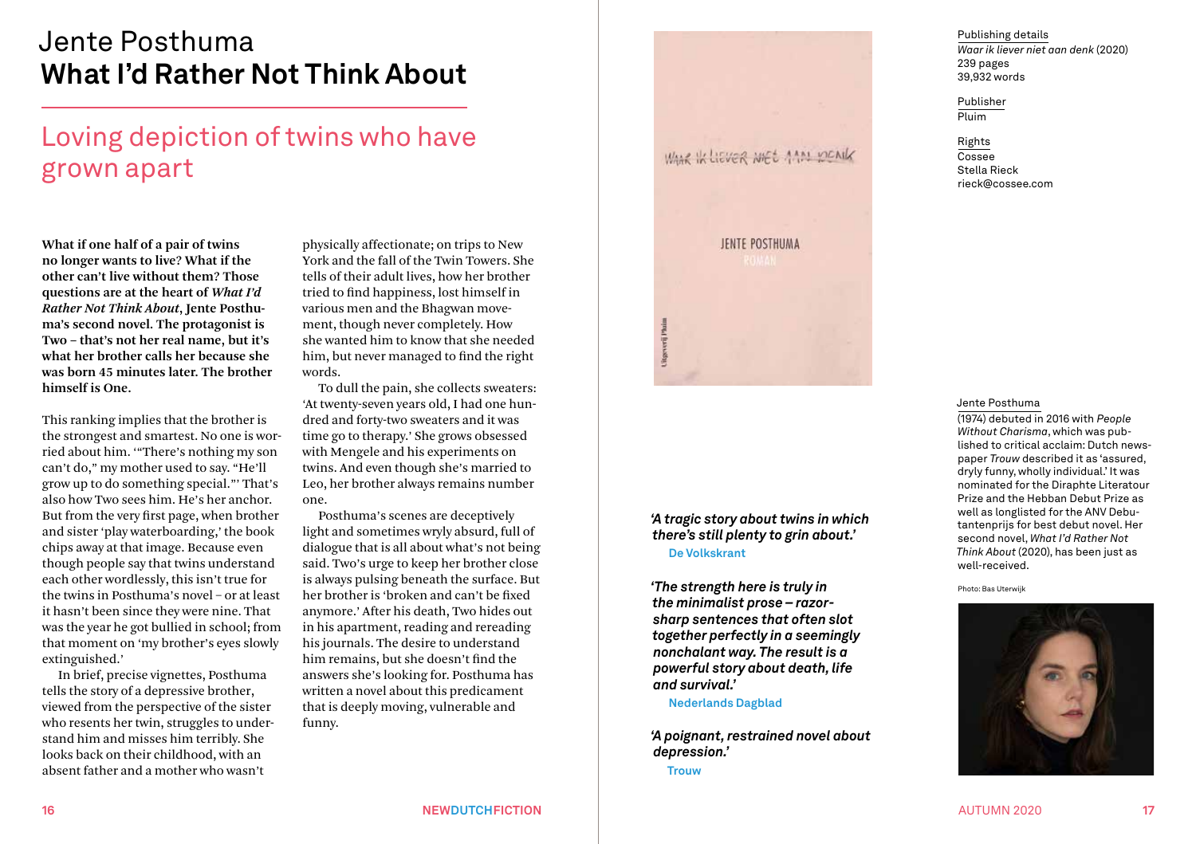# Jente Posthuma
# **What I'd Rather Not Think About**

## Loving depiction of twins who have grown apart

**What if one half of a pair of twins no longer wants to live? What if the other can't live without them? Those questions are at the heart of *What I'd Rather Not Think About*, Jente Posthuma's second novel. The protagonist is Two – that's not her real name, but it's what her brother calls her because she was born 45 minutes later. The brother himself is One.**

This ranking implies that the brother is the strongest and smartest. No one is worried about him. '"There's nothing my son can't do," my mother used to say. "He'll grow up to do something special."' That's also how Two sees him. He's her anchor. But from the very first page, when brother and sister 'play waterboarding,' the book chips away at that image. Because even though people say that twins understand each other wordlessly, this isn't true for the twins in Posthuma's novel – or at least it hasn't been since they were nine. That was the year he got bullied in school; from that moment on 'my brother's eyes slowly extinguished.'

In brief, precise vignettes, Posthuma tells the story of a depressive brother, viewed from the perspective of the sister who resents her twin, struggles to understand him and misses him terribly. She looks back on their childhood, with an absent father and a mother who wasn't physically affectionate; on trips to New York and the fall of the Twin Towers. She tells of their adult lives, how her brother tried to find happiness, lost himself in various men and the Bhagwan movement, though never completely. How she wanted him to know that she needed him, but never managed to find the right words.

To dull the pain, she collects sweaters: 'At twenty-seven years old, I had one hundred and forty-two sweaters and it was time go to therapy.' She grows obsessed with Mengele and his experiments on twins. And even though she's married to Leo, her brother always remains number one.

Posthuma's scenes are deceptively light and sometimes wryly absurd, full of dialogue that is all about what's not being said. Two's urge to keep her brother close is always pulsing beneath the surface. But her brother is 'broken and can't be fixed anymore.' After his death, Two hides out in his apartment, reading and rereading his journals. The desire to understand him remains, but she doesn't find the answers she's looking for. Posthuma has written a novel about this predicament that is deeply moving, vulnerable and funny.

*'A tragic story about twins in which there's still plenty to grin about.'*
**De Volkskrant**

*'The strength here is truly in the minimalist prose – razor-sharp sentences that often slot together perfectly in a seemingly nonchalant way. The result is a powerful story about death, life and survival.'*
**Nederlands Dagblad**

*'A poignant, restrained novel about depression.'*
**Trouw**

Publishing details
*Waar ik liever niet aan denk* (2020)
239 pages
39,932 words

Publisher
Pluim

Rights
Cossee
Stella Rieck
rieck@cossee.com

Jente Posthuma
(1974) debuted in 2016 with *People Without Charisma*, which was published to critical acclaim: Dutch newspaper *Trouw* described it as 'assured, dryly funny, wholly individual.' It was nominated for the Diraphte Literatour Prize and the Hebban Debut Prize as well as longlisted for the ANV Debutantenprijs for best debut novel. Her second novel, *What I'd Rather Not Think About* (2020), has been just as well-received.

Photo: Bas Uterwijk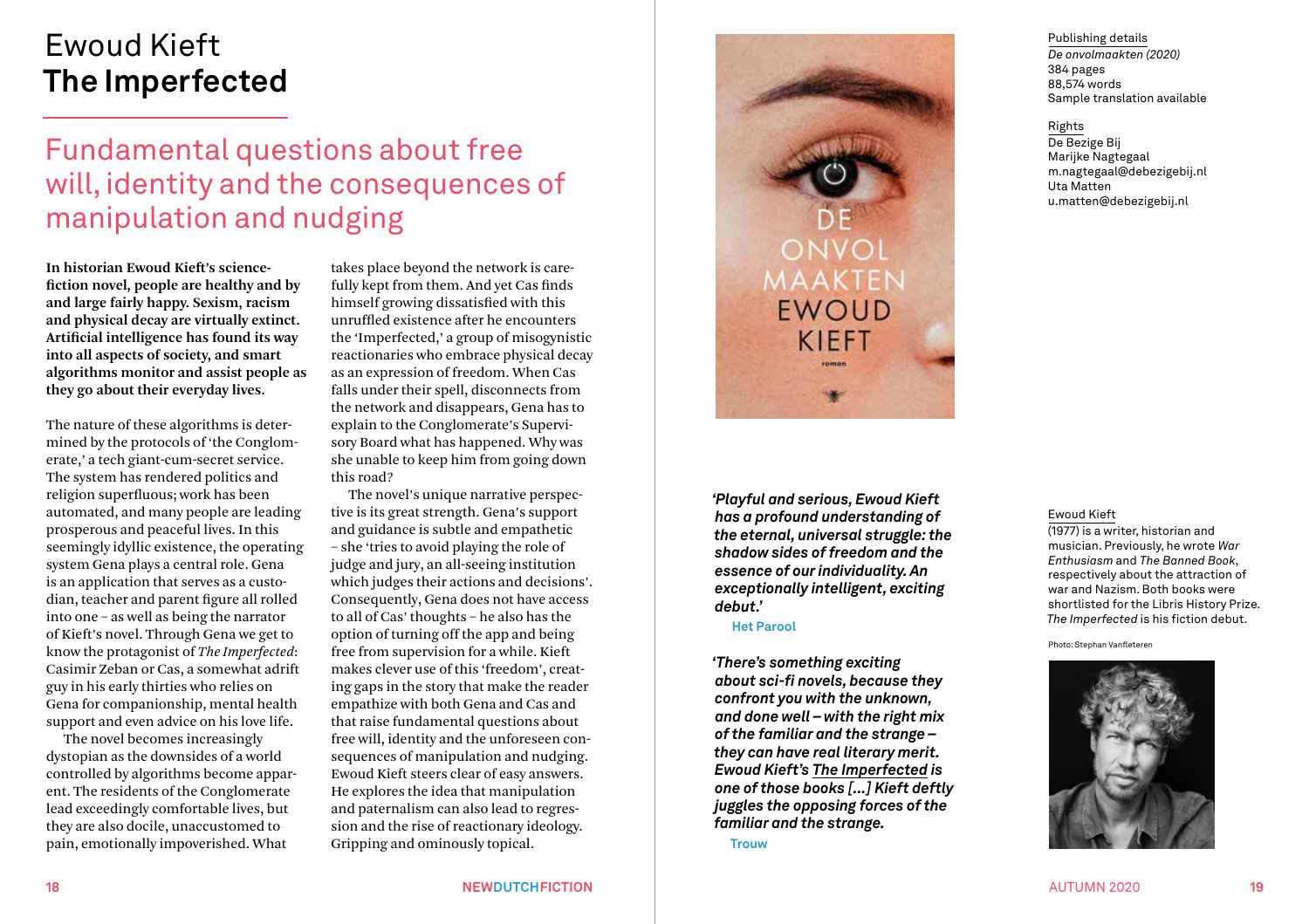# Ewoud Kieft
# The Imperfected

## Fundamental questions about free will, identity and the consequences of manipulation and nudging

**In historian Ewoud Kieft's science-fiction novel, people are healthy and by and large fairly happy. Sexism, racism and physical decay are virtually extinct. Artificial intelligence has found its way into all aspects of society, and smart algorithms monitor and assist people as they go about their everyday lives.**

The nature of these algorithms is determined by the protocols of 'the Conglomerate,' a tech giant-cum-secret service. The system has rendered politics and religion superfluous; work has been automated, and many people are leading prosperous and peaceful lives. In this seemingly idyllic existence, the operating system Gena plays a central role. Gena is an application that serves as a custodian, teacher and parent figure all rolled into one – as well as being the narrator of Kieft's novel. Through Gena we get to know the protagonist of *The Imperfected*: Casimir Zeban or Cas, a somewhat adrift guy in his early thirties who relies on Gena for companionship, mental health support and even advice on his love life.

The novel becomes increasingly dystopian as the downsides of a world controlled by algorithms become apparent. The residents of the Conglomerate lead exceedingly comfortable lives, but they are also docile, unaccustomed to pain, emotionally impoverished. What takes place beyond the network is carefully kept from them. And yet Cas finds himself growing dissatisfied with this unruffled existence after he encounters the 'Imperfected,' a group of misogynistic reactionaries who embrace physical decay as an expression of freedom. When Cas falls under their spell, disconnects from the network and disappears, Gena has to explain to the Conglomerate's Supervisory Board what has happened. Why was she unable to keep him from going down this road?

The novel's unique narrative perspective is its great strength. Gena's support and guidance is subtle and empathetic – she 'tries to avoid playing the role of judge and jury, an all-seeing institution which judges their actions and decisions'. Consequently, Gena does not have access to all of Cas' thoughts – he also has the option of turning off the app and being free from supervision for a while. Kieft makes clever use of this 'freedom', creating gaps in the story that make the reader empathize with both Gena and Cas and that raise fundamental questions about free will, identity and the unforeseen consequences of manipulation and nudging. Ewoud Kieft steers clear of easy answers. He explores the idea that manipulation and paternalism can also lead to regression and the rise of reactionary ideology. Gripping and ominously topical.

***'Playful and serious, Ewoud Kieft has a profound understanding of the eternal, universal struggle: the shadow sides of freedom and the essence of our individuality. An exceptionally intelligent, exciting debut.'***

**Het Parool**

***'There's something exciting about sci-fi novels, because they confront you with the unknown, and done well – with the right mix of the familiar and the strange – they can have real literary merit. Ewoud Kieft's The Imperfected is one of those books [...] Kieft deftly juggles the opposing forces of the familiar and the strange.***

**Trouw**

Publishing details
*De onvolmaakten (2020)*
384 pages
88,574 words
Sample translation available

Rights
De Bezige Bij
Marijke Nagtegaal
m.nagtegaal@debezigebij.nl
Uta Matten
u.matten@debezigebij.nl

Ewoud Kieft
(1977) is a writer, historian and musician. Previously, he wrote *War Enthusiasm* and *The Banned Book*, respectively about the attraction of war and Nazism. Both books were shortlisted for the Libris History Prize. *The Imperfected* is his fiction debut.

Photo: Stephan Vanfleteren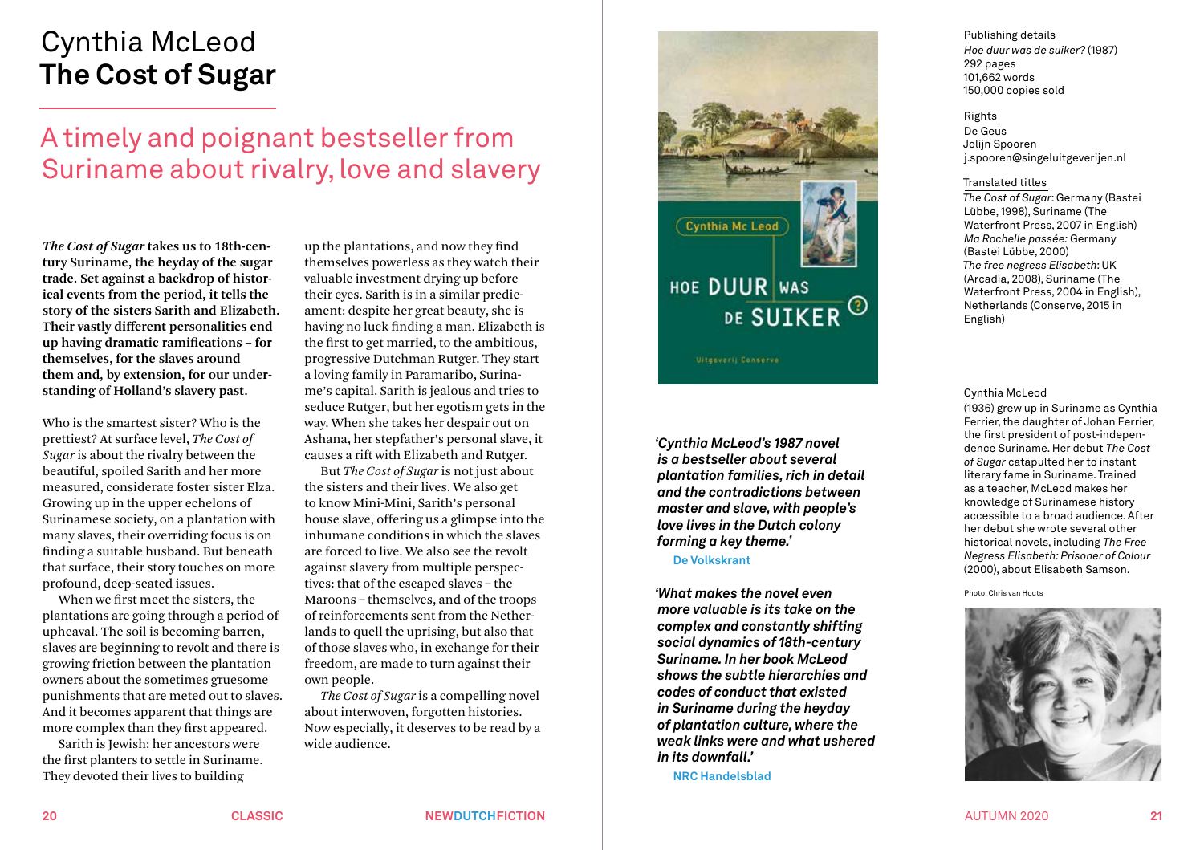# Cynthia McLeod
# The Cost of Sugar

## A timely and poignant bestseller from Suriname about rivalry, love and slavery

***The Cost of Sugar* takes us to 18th-century Suriname, the heyday of the sugar trade. Set against a backdrop of historical events from the period, it tells the story of the sisters Sarith and Elizabeth. Their vastly different personalities end up having dramatic ramifications – for themselves, for the slaves around them and, by extension, for our understanding of Holland's slavery past.**

Who is the smartest sister? Who is the prettiest? At surface level, *The Cost of Sugar* is about the rivalry between the beautiful, spoiled Sarith and her more measured, considerate foster sister Elza. Growing up in the upper echelons of Surinamese society, on a plantation with many slaves, their overriding focus is on finding a suitable husband. But beneath that surface, their story touches on more profound, deep-seated issues.

When we first meet the sisters, the plantations are going through a period of upheaval. The soil is becoming barren, slaves are beginning to revolt and there is growing friction between the plantation owners about the sometimes gruesome punishments that are meted out to slaves. And it becomes apparent that things are more complex than they first appeared.

Sarith is Jewish: her ancestors were the first planters to settle in Suriname. They devoted their lives to building up the plantations, and now they find themselves powerless as they watch their valuable investment drying up before their eyes. Sarith is in a similar predicament: despite her great beauty, she is having no luck finding a man. Elizabeth is the first to get married, to the ambitious, progressive Dutchman Rutger. They start a loving family in Paramaribo, Suriname's capital. Sarith is jealous and tries to seduce Rutger, but her egotism gets in the way. When she takes her despair out on Ashana, her stepfather's personal slave, it causes a rift with Elizabeth and Rutger.

But *The Cost of Sugar* is not just about the sisters and their lives. We also get to know Mini-Mini, Sarith's personal house slave, offering us a glimpse into the inhumane conditions in which the slaves are forced to live. We also see the revolt against slavery from multiple perspectives: that of the escaped slaves – the Maroons – themselves, and of the troops of reinforcements sent from the Netherlands to quell the uprising, but also that of those slaves who, in exchange for their freedom, are made to turn against their own people.

*The Cost of Sugar* is a compelling novel about interwoven, forgotten histories. Now especially, it deserves to be read by a wide audience.

***'Cynthia McLeod's 1987 novel is a bestseller about several plantation families, rich in detail and the contradictions between master and slave, with people's love lives in the Dutch colony forming a key theme.'***

**De Volkskrant**

***'What makes the novel even more valuable is its take on the complex and constantly shifting social dynamics of 18th-century Suriname. In her book McLeod shows the subtle hierarchies and codes of conduct that existed in Suriname during the heyday of plantation culture, where the weak links were and what ushered in its downfall.'***

**NRC Handelsblad**

Publishing details
*Hoe duur was de suiker?* (1987)
292 pages
101,662 words
150,000 copies sold

Rights
De Geus
Jolijn Spooren
j.spooren@singeluitgeverijen.nl

Translated titles
*The Cost of Sugar*: Germany (Bastei Lübbe, 1998), Suriname (The Waterfront Press, 2007 in English)
*Ma Rochelle passée:* Germany (Bastei Lübbe, 2000)
*The free negress Elisabeth*: UK (Arcadia, 2008), Suriname (The Waterfront Press, 2004 in English), Netherlands (Conserve, 2015 in English)

Cynthia McLeod
(1936) grew up in Suriname as Cynthia Ferrier, the daughter of Johan Ferrier, the first president of post-independence Suriname. Her debut *The Cost of Sugar* catapulted her to instant literary fame in Suriname. Trained as a teacher, McLeod makes her knowledge of Surinamese history accessible to a broad audience. After her debut she wrote several other historical novels, including *The Free Negress Elisabeth: Prisoner of Colour* (2000), about Elisabeth Samson.

Photo: Chris van Houts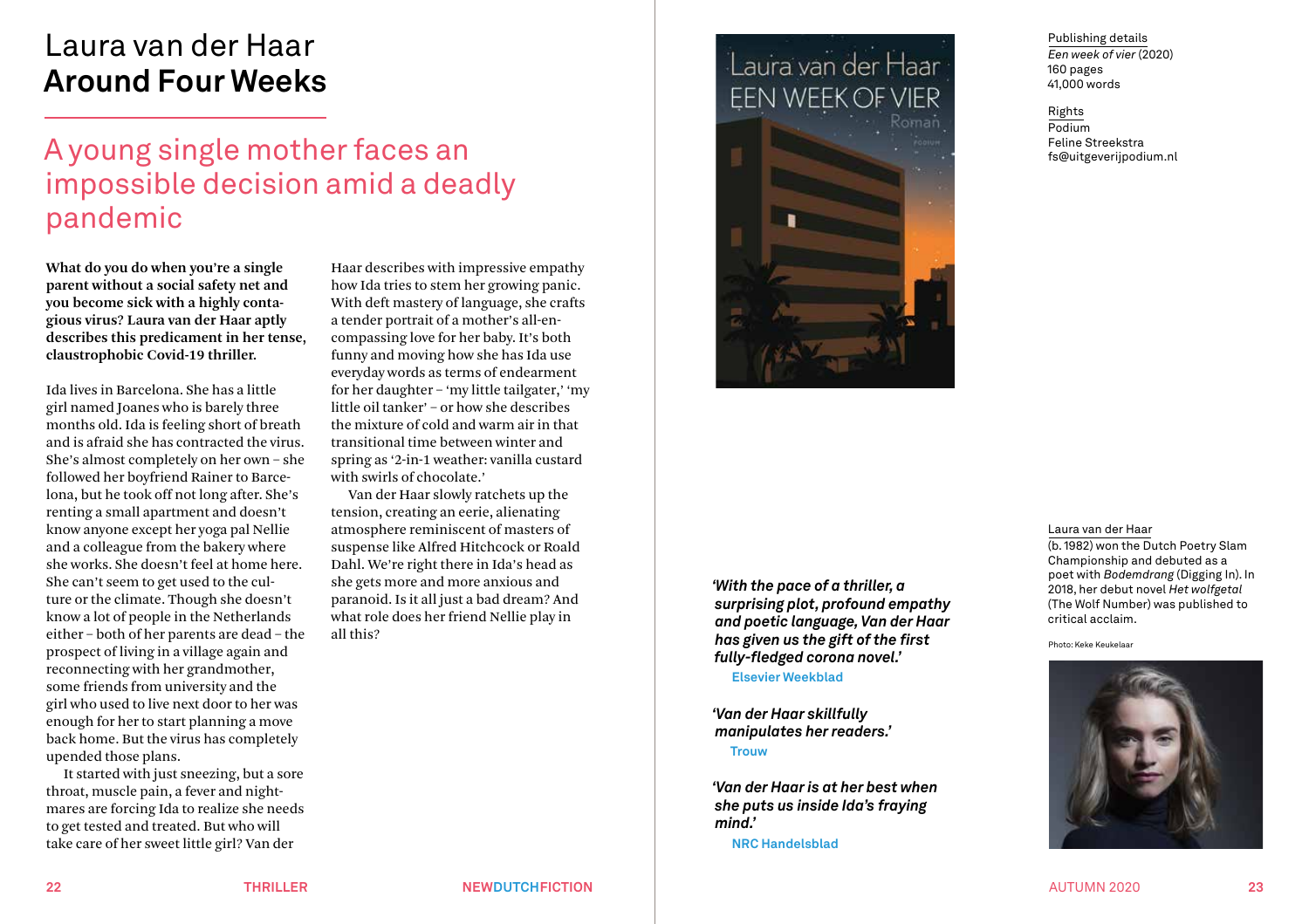# Laura van der Haar
# **Around Four Weeks**

## A young single mother faces an impossible decision amid a deadly pandemic

**What do you do when you're a single parent without a social safety net and you become sick with a highly contagious virus? Laura van der Haar aptly describes this predicament in her tense, claustrophobic Covid-19 thriller.**

Ida lives in Barcelona. She has a little girl named Joanes who is barely three months old. Ida is feeling short of breath and is afraid she has contracted the virus. She's almost completely on her own – she followed her boyfriend Rainer to Barcelona, but he took off not long after. She's renting a small apartment and doesn't know anyone except her yoga pal Nellie and a colleague from the bakery where she works. She doesn't feel at home here. She can't seem to get used to the culture or the climate. Though she doesn't know a lot of people in the Netherlands either – both of her parents are dead – the prospect of living in a village again and reconnecting with her grandmother, some friends from university and the girl who used to live next door to her was enough for her to start planning a move back home. But the virus has completely upended those plans.

It started with just sneezing, but a sore throat, muscle pain, a fever and nightmares are forcing Ida to realize she needs to get tested and treated. But who will take care of her sweet little girl? Van der Haar describes with impressive empathy how Ida tries to stem her growing panic. With deft mastery of language, she crafts a tender portrait of a mother's all-encompassing love for her baby. It's both funny and moving how she has Ida use everyday words as terms of endearment for her daughter – 'my little tailgater,' 'my little oil tanker' – or how she describes the mixture of cold and warm air in that transitional time between winter and spring as '2-in-1 weather: vanilla custard with swirls of chocolate.'

Van der Haar slowly ratchets up the tension, creating an eerie, alienating atmosphere reminiscent of masters of suspense like Alfred Hitchcock or Roald Dahl. We're right there in Ida's head as she gets more and more anxious and paranoid. Is it all just a bad dream? And what role does her friend Nellie play in all this?

***'With the pace of a thriller, a surprising plot, profound empathy and poetic language, Van der Haar has given us the gift of the first fully-fledged corona novel.'***
**Elsevier Weekblad**

***'Van der Haar skillfully manipulates her readers.'***
**Trouw**

***'Van der Haar is at her best when she puts us inside Ida's fraying mind.'***
**NRC Handelsblad**

Publishing details
*Een week of vier* (2020)
160 pages
41,000 words

Rights
Podium
Feline Streekstra
fs@uitgeverijpodium.nl

Laura van der Haar
(b. 1982) won the Dutch Poetry Slam Championship and debuted as a poet with *Bodemdrang* (Digging In). In 2018, her debut novel *Het wolfgetal* (The Wolf Number) was published to critical acclaim.

Photo: Keke Keukelaar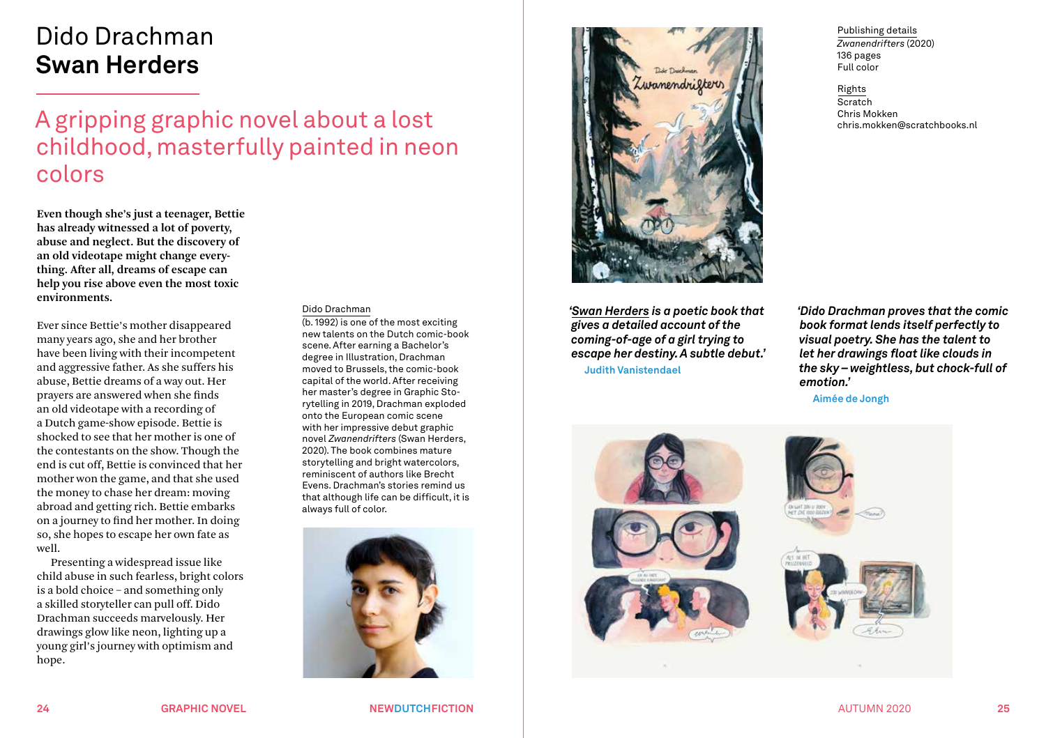# Dido Drachman
## Swan Herders

### A gripping graphic novel about a lost childhood, masterfully painted in neon colors

**Even though she's just a teenager, Bettie has already witnessed a lot of poverty, abuse and neglect. But the discovery of an old videotape might change everything. After all, dreams of escape can help you rise above even the most toxic environments.**

Ever since Bettie's mother disappeared many years ago, she and her brother have been living with their incompetent and aggressive father. As she suffers his abuse, Bettie dreams of a way out. Her prayers are answered when she finds an old videotape with a recording of a Dutch game-show episode. Bettie is shocked to see that her mother is one of the contestants on the show. Though the end is cut off, Bettie is convinced that her mother won the game, and that she used the money to chase her dream: moving abroad and getting rich. Bettie embarks on a journey to find her mother. In doing so, she hopes to escape her own fate as well.

Presenting a widespread issue like child abuse in such fearless, bright colors is a bold choice – and something only a skilled storyteller can pull off. Dido Drachman succeeds marvelously. Her drawings glow like neon, lighting up a young girl's journey with optimism and hope.

Dido Drachman
(b. 1992) is one of the most exciting new talents on the Dutch comic-book scene. After earning a Bachelor's degree in Illustration, Drachman moved to Brussels, the comic-book capital of the world. After receiving her master's degree in Graphic Storytelling in 2019, Drachman exploded onto the European comic scene with her impressive debut graphic novel *Zwanendrifters* (Swan Herders, 2020). The book combines mature storytelling and bright watercolors, reminiscent of authors like Brecht Evens. Drachman's stories remind us that although life can be difficult, it is always full of color.

*'Swan Herders is a poetic book that gives a detailed account of the coming-of-age of a girl trying to escape her destiny. A subtle debut.'*
Judith Vanistendael

*'Dido Drachman proves that the comic book format lends itself perfectly to visual poetry. She has the talent to let her drawings float like clouds in the sky – weightless, but chock-full of emotion.'*
Aimée de Jongh

Publishing details
*Zwanendrifters* (2020)
136 pages
Full color

Rights
Scratch
Chris Mokken
chris.mokken@scratchbooks.nl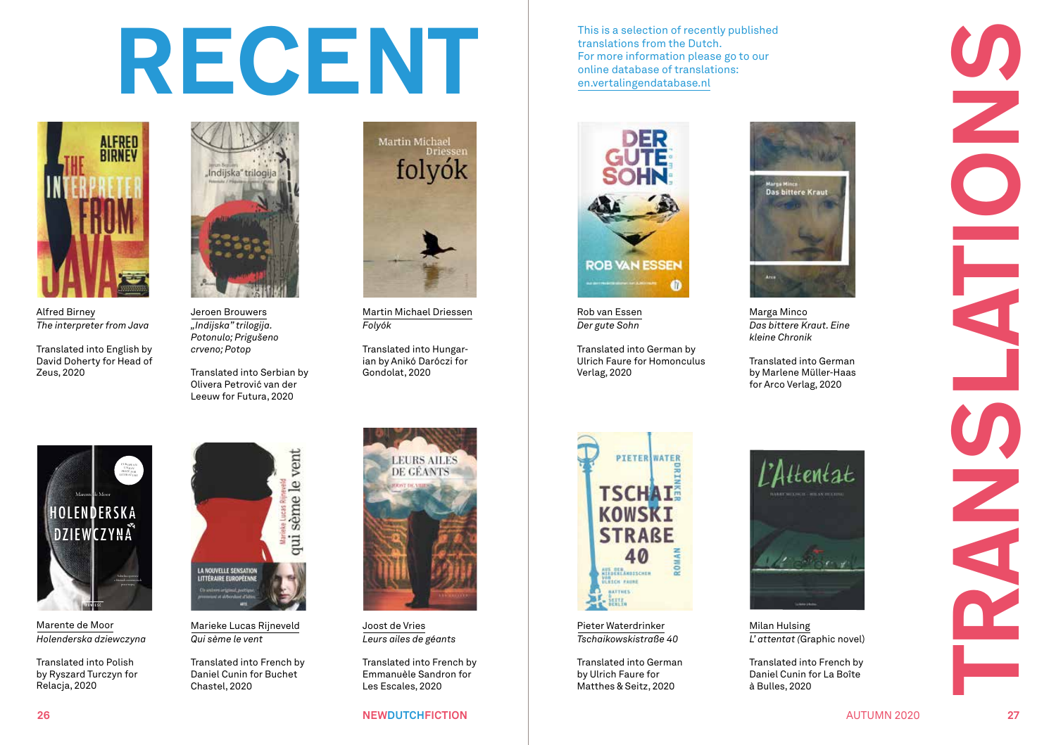# RECENT TRANSLATIONS

This is a selection of recently published translations from the Dutch. For more information please go to our online database of translations: en.vertalingendatabase.nl

Alfred Birney
*The interpreter from Java*

Translated into English by David Doherty for Head of Zeus, 2020

Jeroen Brouwers
*„Indijska" trilogija. Potonulo; Prigušeno crveno; Potop*

Translated into Serbian by Olivera Petrović van der Leeuw for Futura, 2020

Martin Michael Driessen
*Folyók*

Translated into Hungarian by Anikó Daróczi for Gondolat, 2020

Rob van Essen
*Der gute Sohn*

Translated into German by Ulrich Faure for Homonculus Verlag, 2020

Marga Minco
*Das bittere Kraut. Eine kleine Chronik*

Translated into German by Marlene Müller-Haas for Arco Verlag, 2020

Marente de Moor
*Holenderska dziewczyna*

Translated into Polish by Ryszard Turczyn for Relacja, 2020

Marieke Lucas Rijneveld
*Qui sème le vent*

Translated into French by Daniel Cunin for Buchet Chastel, 2020

Joost de Vries
*Leurs ailes de géants*

Translated into French by Emmanuèle Sandron for Les Escales, 2020

Pieter Waterdrinker
*Tschaikowskistraße 40*

Translated into German by Ulrich Faure for Matthes & Seitz, 2020

Milan Hulsing
*L'attentat* (Graphic novel)

Translated into French by Daniel Cunin for La Boîte à Bulles, 2020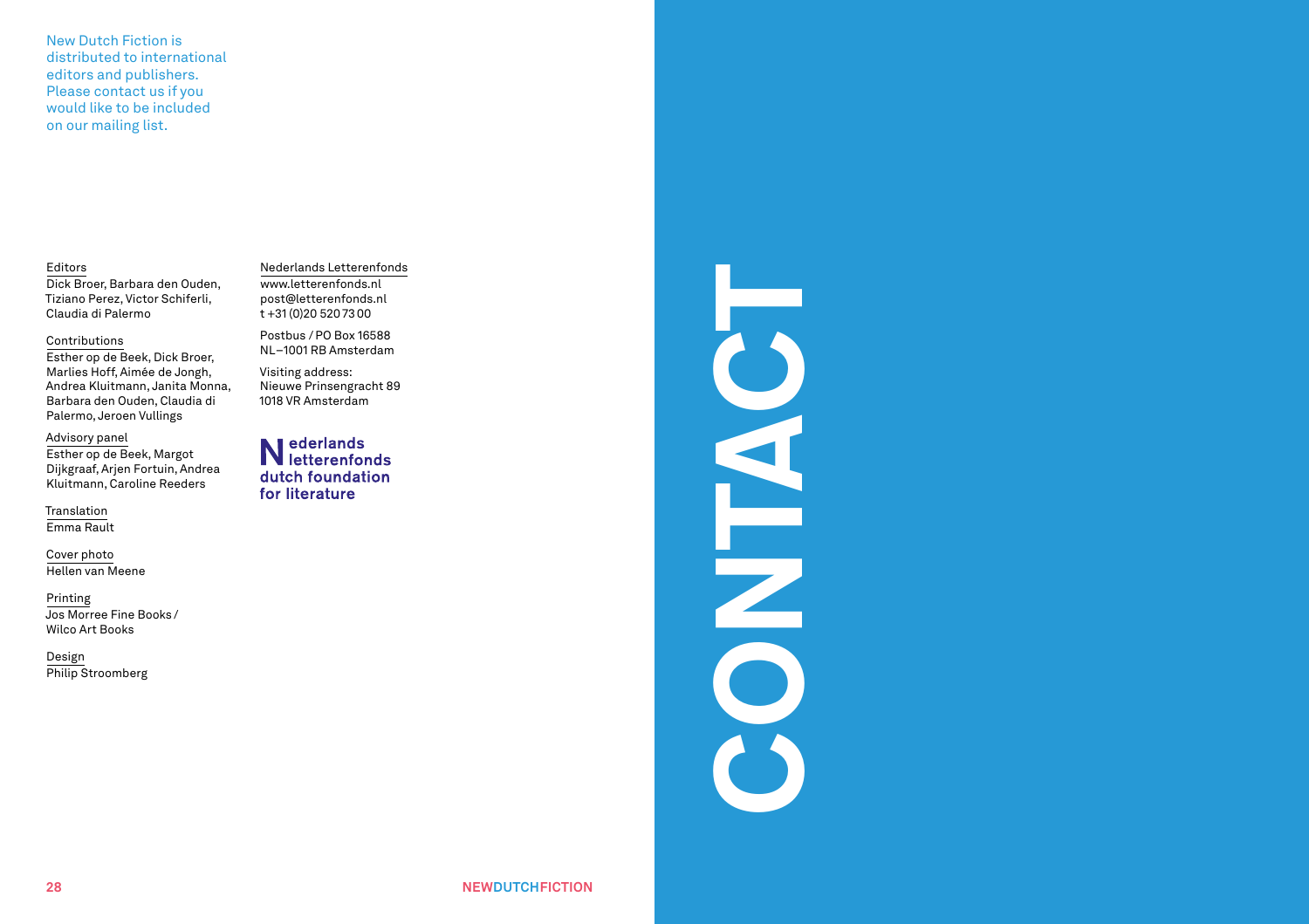New Dutch Fiction is distributed to international editors and publishers. Please contact us if you would like to be included on our mailing list.

Editors
Dick Broer, Barbara den Ouden, Tiziano Perez, Victor Schiferli, Claudia di Palermo

Contributions
Esther op de Beek, Dick Broer, Marlies Hoff, Aimée de Jongh, Andrea Kluitmann, Janita Monna, Barbara den Ouden, Claudia di Palermo, Jeroen Vullings

Advisory panel
Esther op de Beek, Margot Dijkgraaf, Arjen Fortuin, Andrea Kluitmann, Caroline Reeders

Translation
Emma Rault

Cover photo
Hellen van Meene

Printing
Jos Morree Fine Books / Wilco Art Books

Design
Philip Stroomberg

Nederlands Letterenfonds
www.letterenfonds.nl
post@letterenfonds.nl
t +31 (0)20 520 73 00

Postbus / PO Box 16588
NL–1001 RB Amsterdam

Visiting address:
Nieuwe Prinsengracht 89
1018 VR Amsterdam

Nederlands letterenfonds
dutch foundation for literature

# CONTACT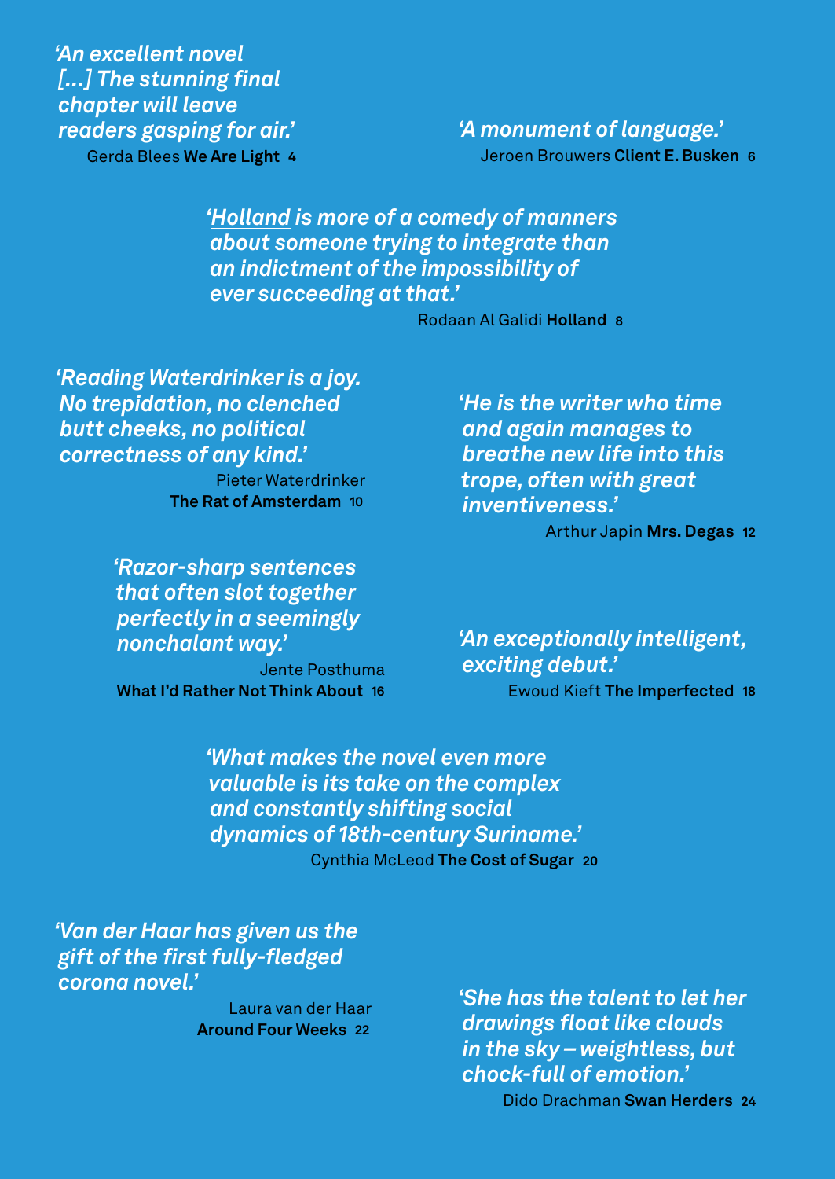*'An excellent novel [...] The stunning final chapter will leave readers gasping for air.'*
Gerda Blees **We Are Light** 4

*'A monument of language.'*
Jeroen Brouwers **Client E. Busken** 6

*'Holland is more of a comedy of manners about someone trying to integrate than an indictment of the impossibility of ever succeeding at that.'*
Rodaan Al Galidi **Holland** 8

*'Reading Waterdrinker is a joy. No trepidation, no clenched butt cheeks, no political correctness of any kind.'*
Pieter Waterdrinker **The Rat of Amsterdam** 10

*'He is the writer who time and again manages to breathe new life into this trope, often with great inventiveness.'*
Arthur Japin **Mrs. Degas** 12

*'Razor-sharp sentences that often slot together perfectly in a seemingly nonchalant way.'*
Jente Posthuma **What I'd Rather Not Think About** 16

*'An exceptionally intelligent, exciting debut.'*
Ewoud Kieft **The Imperfected** 18

*'What makes the novel even more valuable is its take on the complex and constantly shifting social dynamics of 18th-century Suriname.'*
Cynthia McLeod **The Cost of Sugar** 20

*'Van der Haar has given us the gift of the first fully-fledged corona novel.'*
Laura van der Haar **Around Four Weeks** 22

*'She has the talent to let her drawings float like clouds in the sky – weightless, but chock-full of emotion.'*
Dido Drachman **Swan Herders** 24